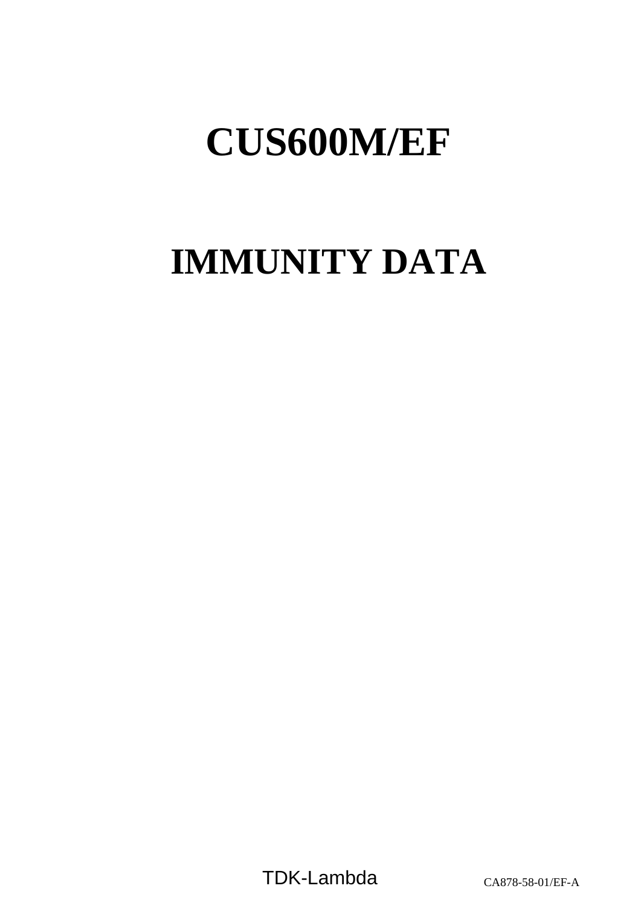# CUS600M/EF

# IMMUNITY DATA

TDK-Lambda CA878-58-01/EF-A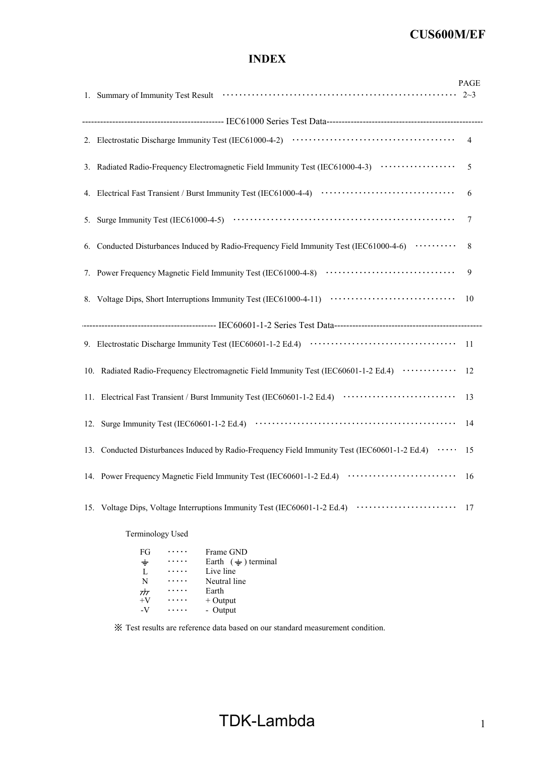# INDEX

| | PAGE |
|---|---|
| 1. Summary of Immunity Test Result | 2~3 |
| ---------- IEC61000 Series Test Data ---------- | |
| 2. Electrostatic Discharge Immunity Test (IEC61000-4-2) | 4 |
| 3. Radiated Radio-Frequency Electromagnetic Field Immunity Test (IEC61000-4-3) | 5 |
| 4. Electrical Fast Transient / Burst Immunity Test (IEC61000-4-4) | 6 |
| 5. Surge Immunity Test (IEC61000-4-5) | 7 |
| 6. Conducted Disturbances Induced by Radio-Frequency Field Immunity Test (IEC61000-4-6) | 8 |
| 7. Power Frequency Magnetic Field Immunity Test (IEC61000-4-8) | 9 |
| 8. Voltage Dips, Short Interruptions Immunity Test (IEC61000-4-11) | 10 |
| ---------- IEC60601-1-2 Series Test Data ---------- | |
| 9. Electrostatic Discharge Immunity Test (IEC60601-1-2 Ed.4) | 11 |
| 10. Radiated Radio-Frequency Electromagnetic Field Immunity Test (IEC60601-1-2 Ed.4) | 12 |
| 11. Electrical Fast Transient / Burst Immunity Test (IEC60601-1-2 Ed.4) | 13 |
| 12. Surge Immunity Test (IEC60601-1-2 Ed.4) | 14 |
| 13. Conducted Disturbances Induced by Radio-Frequency Field Immunity Test (IEC60601-1-2 Ed.4) | 15 |
| 14. Power Frequency Magnetic Field Immunity Test (IEC60601-1-2 Ed.4) | 16 |
| 15. Voltage Dips, Voltage Interruptions Immunity Test (IEC60601-1-2 Ed.4) | 17 |

Terminology Used

| | | |
|---|---|---|
| FG | ····· | Frame GND |
| ⏚ | ····· | Earth (⏚) terminal |
| L | ····· | Live line |
| N | ····· | Neutral line |
| ⏊ | ····· | Earth |
| +V | ····· | + Output |
| -V | ····· | - Output |

※ Test results are reference data based on our standard measurement condition.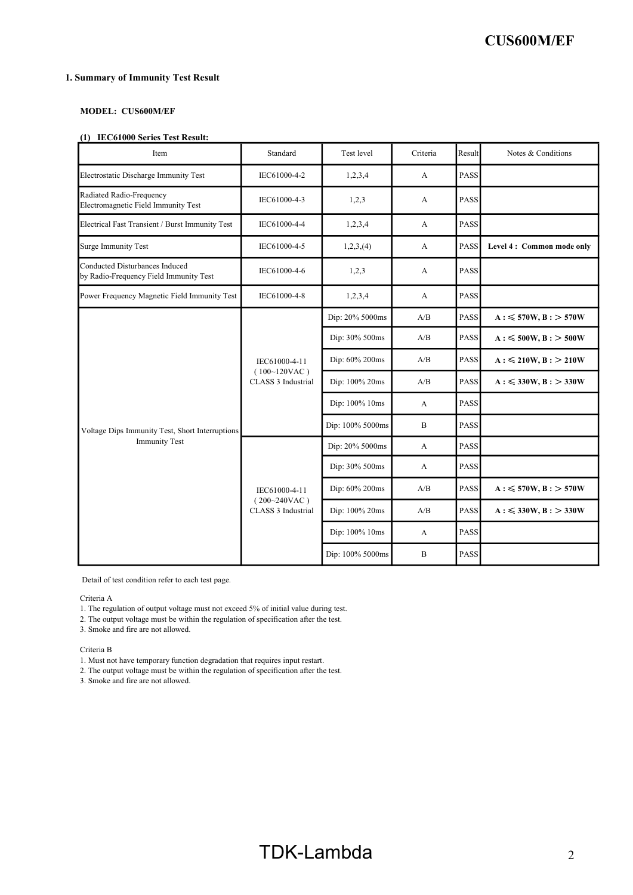## 1. Summary of Immunity Test Result

**MODEL: CUS600M/EF**

**(1) IEC61000 Series Test Result:**

| Item | Standard | Test level | Criteria | Result | Notes & Conditions |
|---|---|---|---|---|---|
| Electrostatic Discharge Immunity Test | IEC61000-4-2 | 1,2,3,4 | A | PASS | |
| Radiated Radio-Frequency Electromagnetic Field Immunity Test | IEC61000-4-3 | 1,2,3 | A | PASS | |
| Electrical Fast Transient / Burst Immunity Test | IEC61000-4-4 | 1,2,3,4 | A | PASS | |
| Surge Immunity Test | IEC61000-4-5 | 1,2,3,(4) | A | PASS | **Level 4 : Common mode only** |
| Conducted Disturbances Induced by Radio-Frequency Field Immunity Test | IEC61000-4-6 | 1,2,3 | A | PASS | |
| Power Frequency Magnetic Field Immunity Test | IEC61000-4-8 | 1,2,3,4 | A | PASS | |
| Voltage Dips Immunity Test, Short Interruptions Immunity Test | IEC61000-4-11 ( 100~120VAC ) CLASS 3 Industrial | Dip: 20% 5000ms | A/B | PASS | **A : ≤ 570W, B : > 570W** |
| | | Dip: 30% 500ms | A/B | PASS | **A : ≤ 500W, B : > 500W** |
| | | Dip: 60% 200ms | A/B | PASS | **A : ≤ 210W, B : > 210W** |
| | | Dip: 100% 20ms | A/B | PASS | **A : ≤ 330W, B : > 330W** |
| | | Dip: 100% 10ms | A | PASS | |
| | | Dip: 100% 5000ms | B | PASS | |
| | IEC61000-4-11 ( 200~240VAC ) CLASS 3 Industrial | Dip: 20% 5000ms | A | PASS | |
| | | Dip: 30% 500ms | A | PASS | |
| | | Dip: 60% 200ms | A/B | PASS | **A : ≤ 570W, B : > 570W** |
| | | Dip: 100% 20ms | A/B | PASS | **A : ≤ 330W, B : > 330W** |
| | | Dip: 100% 10ms | A | PASS | |
| | | Dip: 100% 5000ms | B | PASS | |

Detail of test condition refer to each test page.

Criteria A
1. The regulation of output voltage must not exceed 5% of initial value during test.
2. The output voltage must be within the regulation of specification after the test.
3. Smoke and fire are not allowed.

Criteria B
1. Must not have temporary function degradation that requires input restart.
2. The output voltage must be within the regulation of specification after the test.
3. Smoke and fire are not allowed.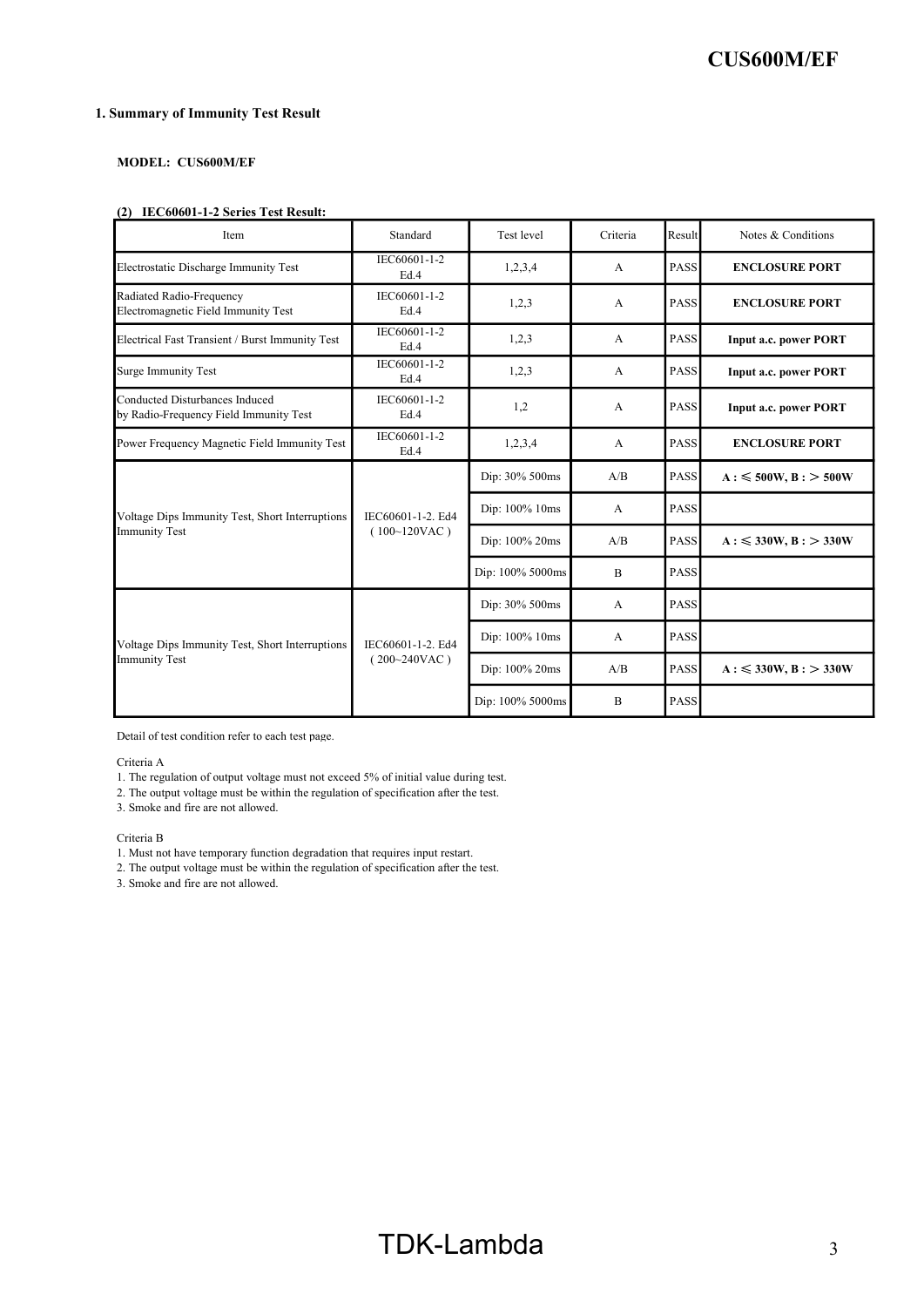## 1. Summary of Immunity Test Result

**MODEL: CUS600M/EF**

**(2) IEC60601-1-2 Series Test Result:**

| Item | Standard | Test level | Criteria | Result | Notes & Conditions |
|---|---|---|---|---|---|
| Electrostatic Discharge Immunity Test | IEC60601-1-2 Ed.4 | 1,2,3,4 | A | PASS | **ENCLOSURE PORT** |
| Radiated Radio-Frequency Electromagnetic Field Immunity Test | IEC60601-1-2 Ed.4 | 1,2,3 | A | PASS | **ENCLOSURE PORT** |
| Electrical Fast Transient / Burst Immunity Test | IEC60601-1-2 Ed.4 | 1,2,3 | A | PASS | **Input a.c. power PORT** |
| Surge Immunity Test | IEC60601-1-2 Ed.4 | 1,2,3 | A | PASS | **Input a.c. power PORT** |
| Conducted Disturbances Induced by Radio-Frequency Field Immunity Test | IEC60601-1-2 Ed.4 | 1,2 | A | PASS | **Input a.c. power PORT** |
| Power Frequency Magnetic Field Immunity Test | IEC60601-1-2 Ed.4 | 1,2,3,4 | A | PASS | **ENCLOSURE PORT** |
| Voltage Dips Immunity Test, Short Interruptions Immunity Test | IEC60601-1-2. Ed4 ( 100~120VAC ) | Dip: 30% 500ms | A/B | PASS | **A : ≤ 500W, B : > 500W** |
| | | Dip: 100% 10ms | A | PASS | |
| | | Dip: 100% 20ms | A/B | PASS | **A : ≤ 330W, B : > 330W** |
| | | Dip: 100% 5000ms | B | PASS | |
| Voltage Dips Immunity Test, Short Interruptions Immunity Test | IEC60601-1-2. Ed4 ( 200~240VAC ) | Dip: 30% 500ms | A | PASS | |
| | | Dip: 100% 10ms | A | PASS | |
| | | Dip: 100% 20ms | A/B | PASS | **A : ≤ 330W, B : > 330W** |
| | | Dip: 100% 5000ms | B | PASS | |

Detail of test condition refer to each test page.

Criteria A
1. The regulation of output voltage must not exceed 5% of initial value during test.
2. The output voltage must be within the regulation of specification after the test.
3. Smoke and fire are not allowed.

Criteria B
1. Must not have temporary function degradation that requires input restart.
2. The output voltage must be within the regulation of specification after the test.
3. Smoke and fire are not allowed.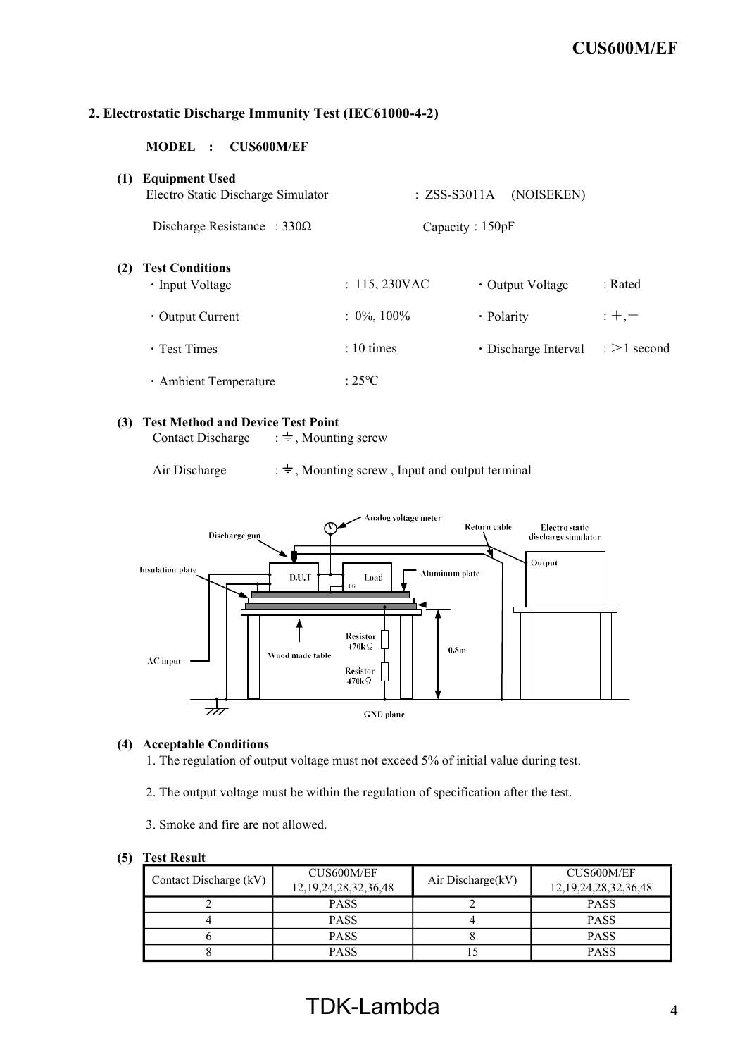## 2. Electrostatic Discharge Immunity Test (IEC61000-4-2)

**MODEL : CUS600M/EF**

**(1) Equipment Used**

Electro Static Discharge Simulator : ZSS-S3011A (NOISEKEN)

Discharge Resistance : 330Ω Capacity : 150pF

**(2) Test Conditions**

- Input Voltage : 115, 230VAC
- Output Voltage : Rated
- Output Current : 0%, 100%
- Polarity : +, −
- Test Times : 10 times
- Discharge Interval : >1 second
- Ambient Temperature : 25°C

**(3) Test Method and Device Test Point**

Contact Discharge : ⏚, Mounting screw

Air Discharge : ⏚, Mounting screw , Input and output terminal

**(4) Acceptable Conditions**

1. The regulation of output voltage must not exceed 5% of initial value during test.
2. The output voltage must be within the regulation of specification after the test.
3. Smoke and fire are not allowed.

**(5) Test Result**

| Contact Discharge (kV) | CUS600M/EF 12,19,24,28,32,36,48 | Air Discharge(kV) | CUS600M/EF 12,19,24,28,32,36,48 |
|---|---|---|---|
| 2 | PASS | 2 | PASS |
| 4 | PASS | 4 | PASS |
| 6 | PASS | 8 | PASS |
| 8 | PASS | 15 | PASS |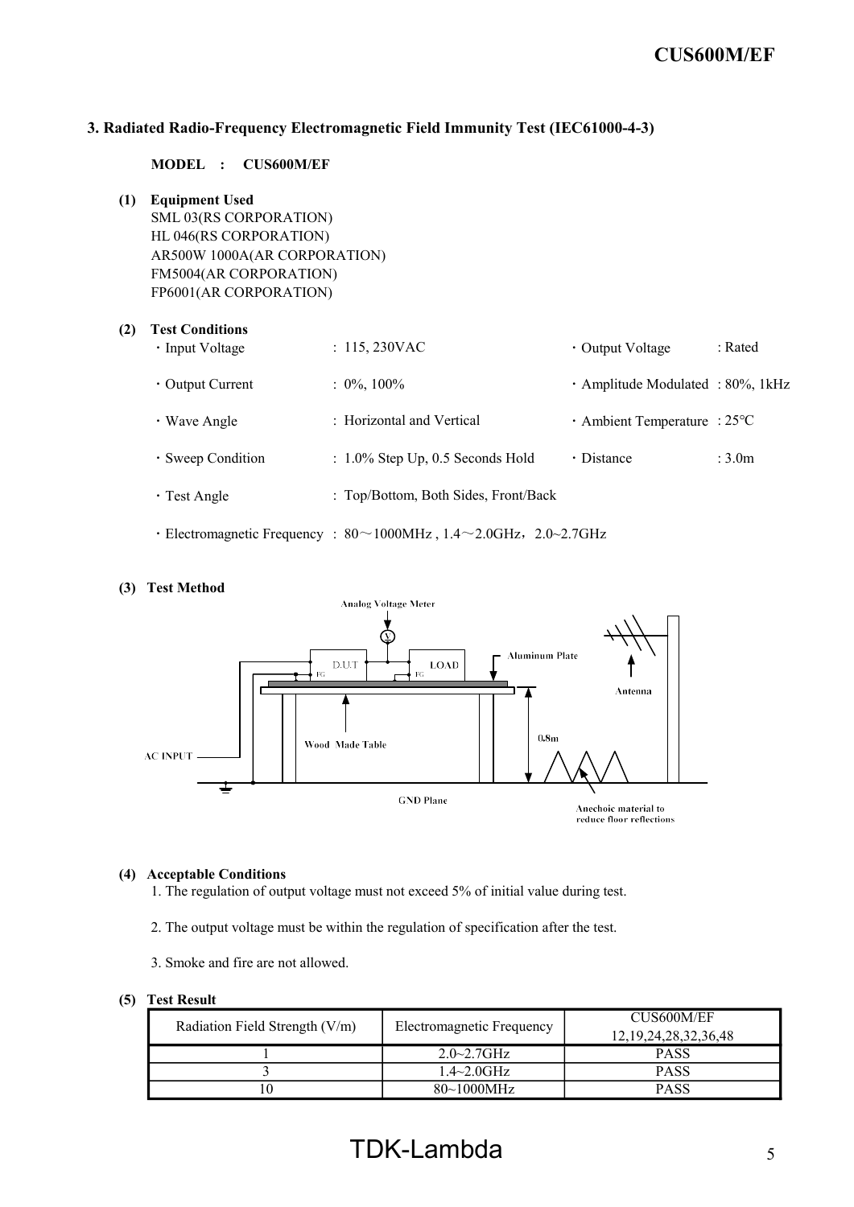## 3. Radiated Radio-Frequency Electromagnetic Field Immunity Test (IEC61000-4-3)

**MODEL : CUS600M/EF**

**(1) Equipment Used**

SML 03(RS CORPORATION)
HL 046(RS CORPORATION)
AR500W 1000A(AR CORPORATION)
FM5004(AR CORPORATION)
FP6001(AR CORPORATION)

**(2) Test Conditions**

- ・Input Voltage : 115, 230VAC
- ・Output Voltage : Rated
- ・Output Current : 0%, 100%
- ・Amplitude Modulated : 80%, 1kHz
- ・Wave Angle : Horizontal and Vertical
- ・Ambient Temperature : 25℃
- ・Sweep Condition : 1.0% Step Up, 0.5 Seconds Hold
- ・Distance : 3.0m
- ・Test Angle : Top/Bottom, Both Sides, Front/Back
- ・Electromagnetic Frequency : 80～1000MHz , 1.4～2.0GHz，2.0~2.7GHz

**(3) Test Method**

Analog Voltage Meter

D.U.T FG | LOAD FG | Aluminum Plate | Antenna

AC INPUT | Wood Made Table | 0.8m | GND Plane | Anechoic material to reduce floor reflections

**(4) Acceptable Conditions**

1. The regulation of output voltage must not exceed 5% of initial value during test.
2. The output voltage must be within the regulation of specification after the test.
3. Smoke and fire are not allowed.

**(5) Test Result**

| Radiation Field Strength (V/m) | Electromagnetic Frequency | CUS600M/EF 12,19,24,28,32,36,48 |
|---|---|---|
| 1 | 2.0~2.7GHz | PASS |
| 3 | 1.4~2.0GHz | PASS |
| 10 | 80~1000MHz | PASS |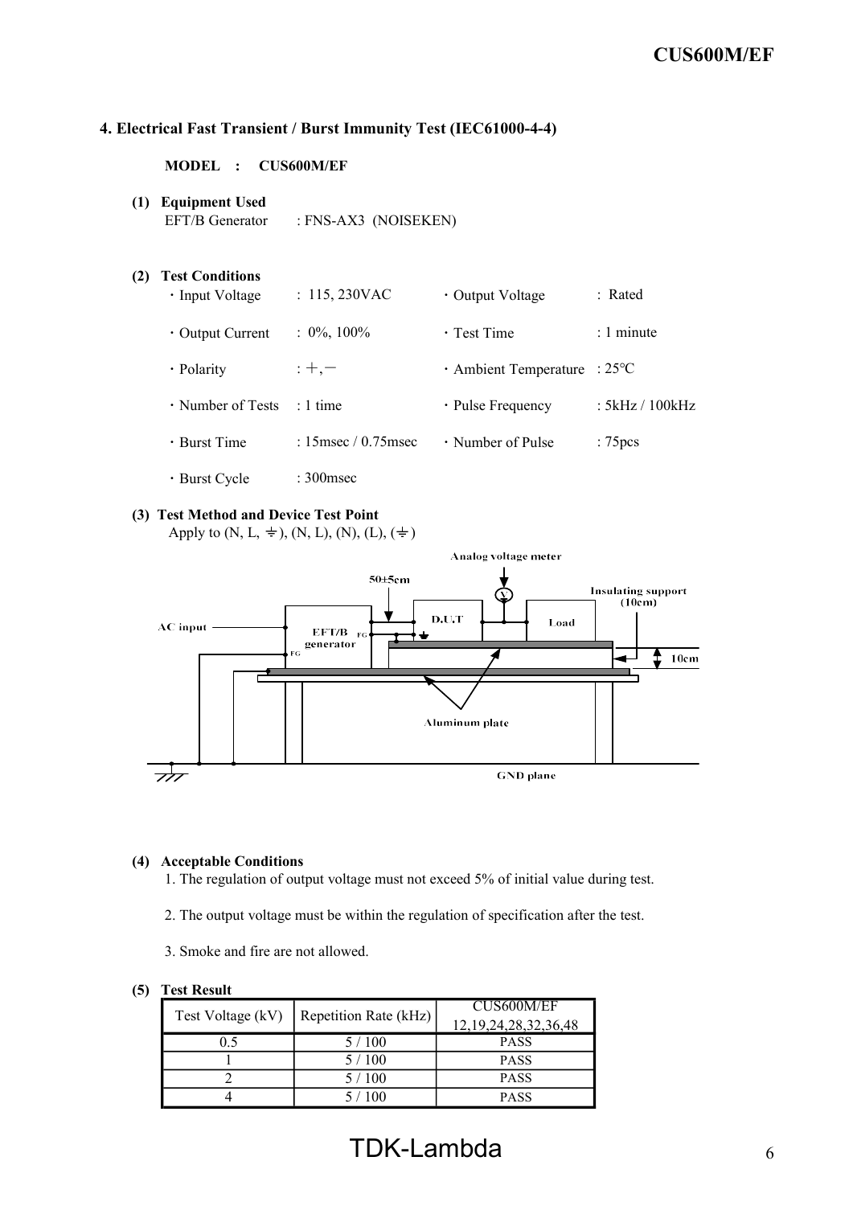## 4. Electrical Fast Transient / Burst Immunity Test (IEC61000-4-4)

**MODEL : CUS600M/EF**

**(1) Equipment Used**

EFT/B Generator : FNS-AX3 (NOISEKEN)

**(2) Test Conditions**

- Input Voltage : 115, 230VAC
- Output Voltage : Rated
- Output Current : 0%, 100%
- Test Time : 1 minute
- Polarity : +, −
- Ambient Temperature : 25°C
- Number of Tests : 1 time
- Pulse Frequency : 5kHz / 100kHz
- Burst Time : 15msec / 0.75msec
- Number of Pulse : 75pcs
- Burst Cycle : 300msec

**(3) Test Method and Device Test Point**

Apply to (N, L, ⏚), (N, L), (N), (L), (⏚)

Analog voltage meter

50±5cm

AC input

EFT/B generator

D.U.T

Load

Insulating support (10cm)

10cm

Aluminum plate

GND plane

**(4) Acceptable Conditions**

1. The regulation of output voltage must not exceed 5% of initial value during test.
2. The output voltage must be within the regulation of specification after the test.
3. Smoke and fire are not allowed.

**(5) Test Result**

| Test Voltage (kV) | Repetition Rate (kHz) | CUS600M/EF 12,19,24,28,32,36,48 |
|---|---|---|
| 0.5 | 5 / 100 | PASS |
| 1 | 5 / 100 | PASS |
| 2 | 5 / 100 | PASS |
| 4 | 5 / 100 | PASS |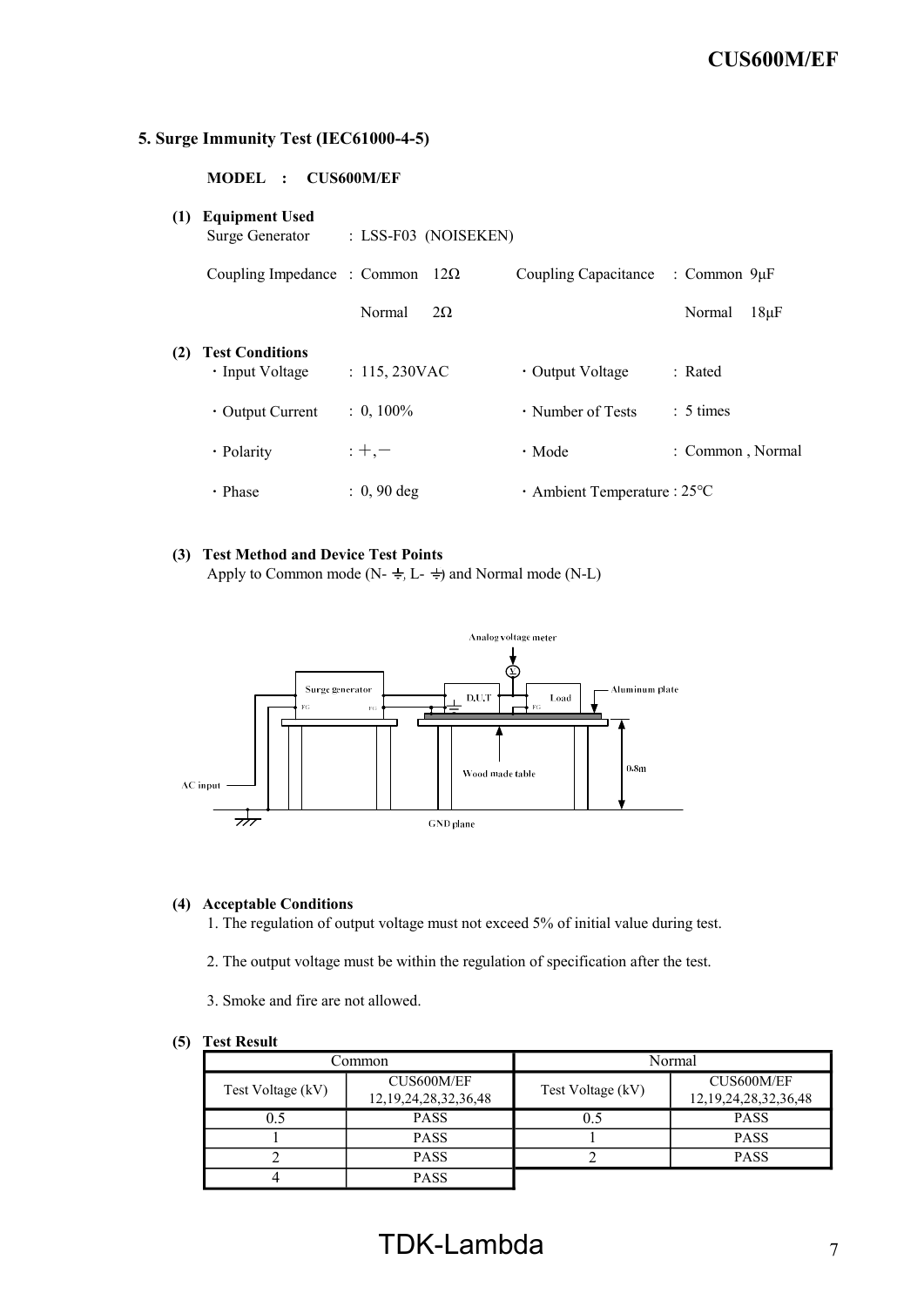## 5. Surge Immunity Test (IEC61000-4-5)

**MODEL : CUS600M/EF**

**(1) Equipment Used**

Surge Generator : LSS-F03 (NOISEKEN)

Coupling Impedance : Common 12Ω　　Coupling Capacitance : Common 9μF

Normal 2Ω　　Normal 18μF

**(2) Test Conditions**

- Input Voltage : 115, 230VAC
- Output Voltage : Rated
- Output Current : 0, 100%
- Number of Tests : 5 times
- Polarity : +, −
- Mode : Common , Normal
- Phase : 0, 90 deg
- Ambient Temperature : 25℃

**(3) Test Method and Device Test Points**

Apply to Common mode (N- ⏚, L- ⏚) and Normal mode (N-L)

**(4) Acceptable Conditions**

1. The regulation of output voltage must not exceed 5% of initial value during test.
2. The output voltage must be within the regulation of specification after the test.
3. Smoke and fire are not allowed.

**(5) Test Result**

| Common | | Normal | |
|---|---|---|---|
| Test Voltage (kV) | CUS600M/EF 12,19,24,28,32,36,48 | Test Voltage (kV) | CUS600M/EF 12,19,24,28,32,36,48 |
| 0.5 | PASS | 0.5 | PASS |
| 1 | PASS | 1 | PASS |
| 2 | PASS | 2 | PASS |
| 4 | PASS | | |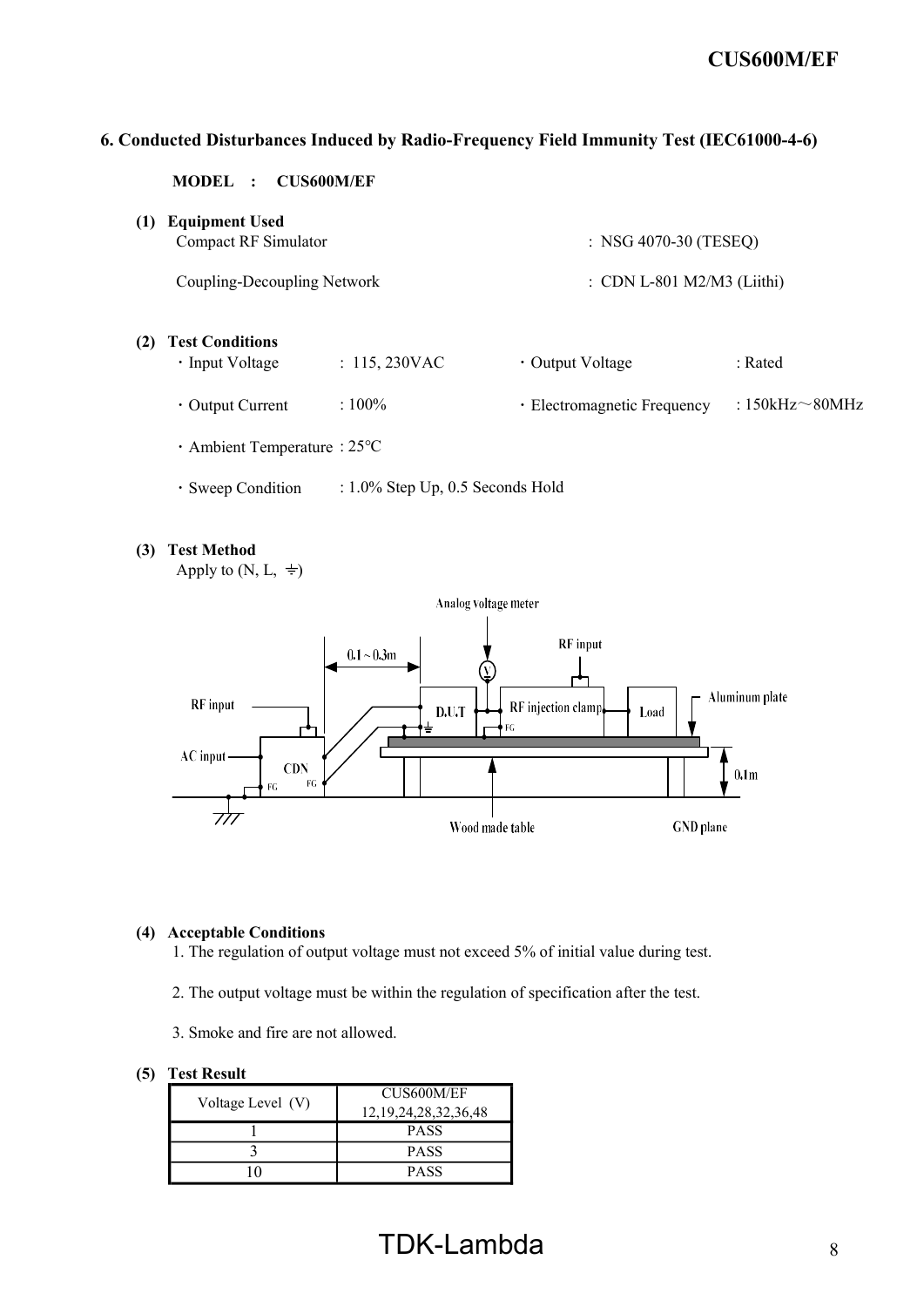## 6. Conducted Disturbances Induced by Radio-Frequency Field Immunity Test (IEC61000-4-6)

**MODEL : CUS600M/EF**

**(1) Equipment Used**

Compact RF Simulator : NSG 4070-30 (TESEQ)

Coupling-Decoupling Network : CDN L-801 M2/M3 (Liithi)

**(2) Test Conditions**

・Input Voltage : 115, 230VAC ・Output Voltage : Rated

・Output Current : 100% ・Electromagnetic Frequency : 150kHz～80MHz

・Ambient Temperature : 25°C

・Sweep Condition : 1.0% Step Up, 0.5 Seconds Hold

**(3) Test Method**

Apply to (N, L, ⏚)

Analog voltage meter

RF input

0.1～0.3m

RF input

D.U.T

RF injection clamp

Load

Aluminum plate

AC input

CDN

FG

FG

FG

0.1m

Wood made table

GND plane

**(4) Acceptable Conditions**

1. The regulation of output voltage must not exceed 5% of initial value during test.

2. The output voltage must be within the regulation of specification after the test.

3. Smoke and fire are not allowed.

**(5) Test Result**

| Voltage Level (V) | CUS600M/EF 12,19,24,28,32,36,48 |
|---|---|
| 1 | PASS |
| 3 | PASS |
| 10 | PASS |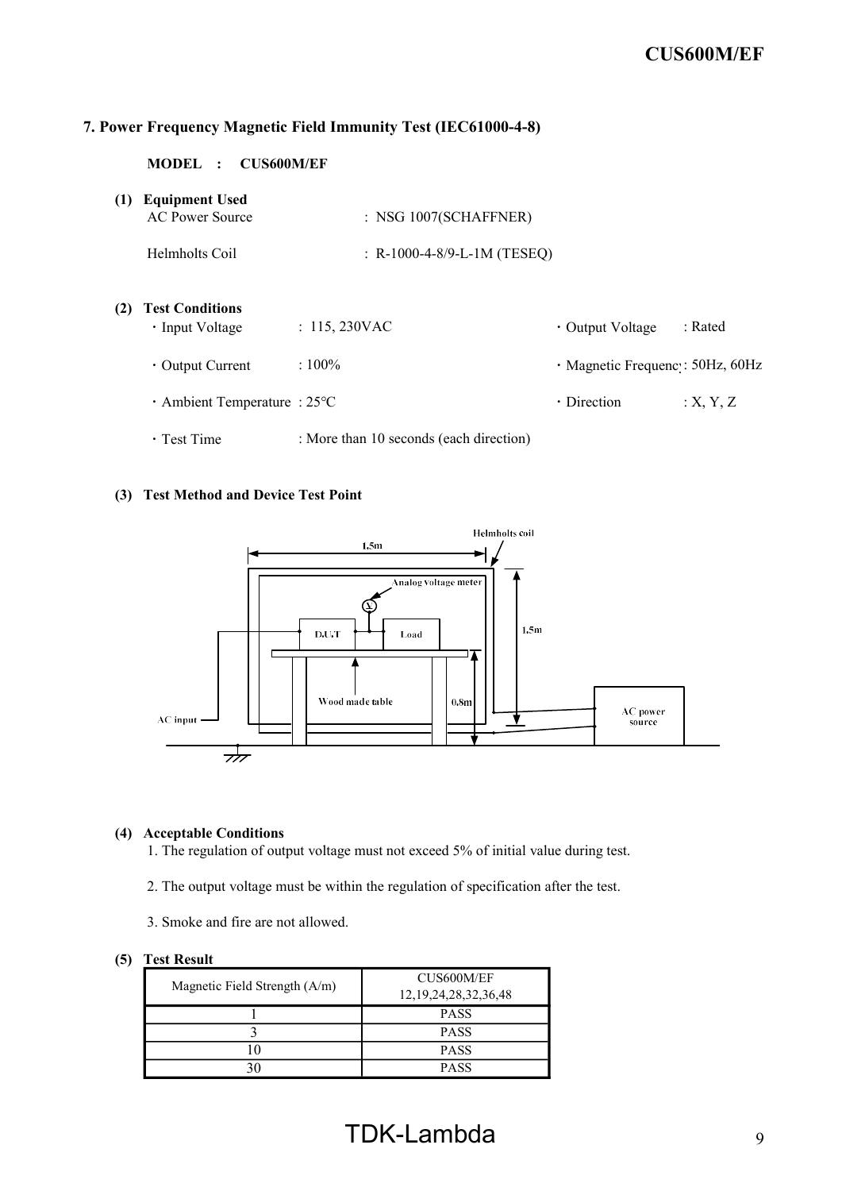## 7. Power Frequency Magnetic Field Immunity Test (IEC61000-4-8)

**MODEL : CUS600M/EF**

**(1) Equipment Used**

AC Power Source : NSG 1007(SCHAFFNER)

Helmholts Coil : R-1000-4-8/9-L-1M (TESEQ)

**(2) Test Conditions**

- Input Voltage : 115, 230VAC
- Output Voltage : Rated
- Output Current : 100%
- Magnetic Frequency : 50Hz, 60Hz
- Ambient Temperature : 25°C
- Direction : X, Y, Z
- Test Time : More than 10 seconds (each direction)

**(3) Test Method and Device Test Point**

Helmholts coil

1.5m

Analog voltage meter

V

D.U.T

Load

1.5m

Wood made table

0.8m

AC input

AC power source

**(4) Acceptable Conditions**

1. The regulation of output voltage must not exceed 5% of initial value during test.

2. The output voltage must be within the regulation of specification after the test.

3. Smoke and fire are not allowed.

**(5) Test Result**

| Magnetic Field Strength (A/m) | CUS600M/EF 12,19,24,28,32,36,48 |
|---|---|
| 1 | PASS |
| 3 | PASS |
| 10 | PASS |
| 30 | PASS |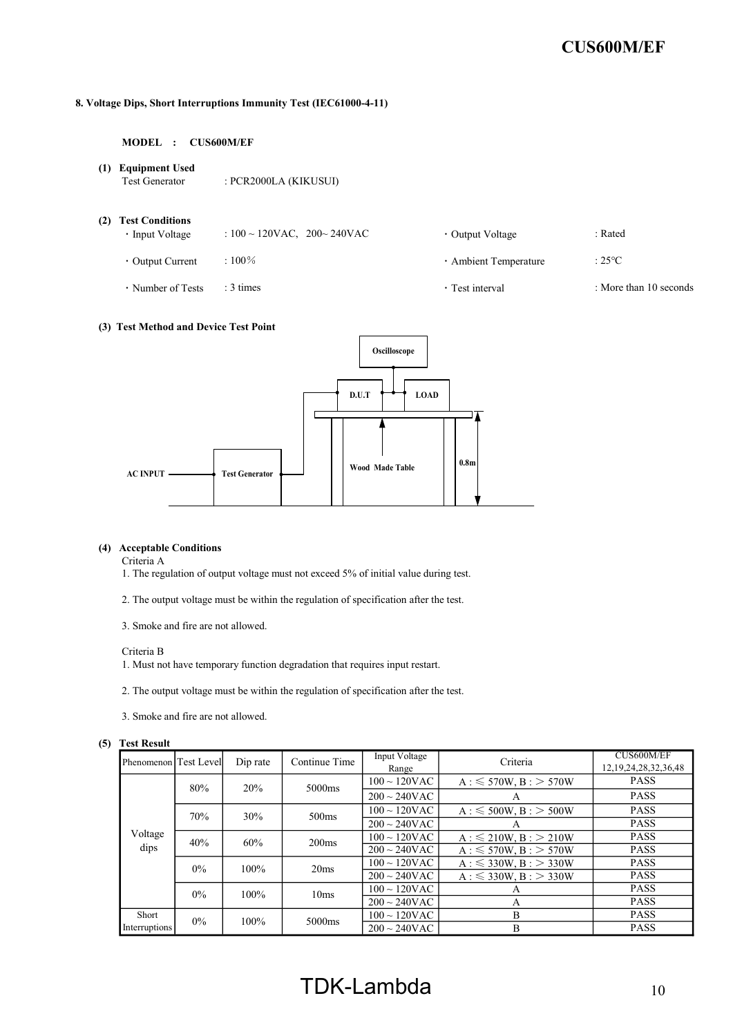## 8. Voltage Dips, Short Interruptions Immunity Test (IEC61000-4-11)

**MODEL : CUS600M/EF**

**(1) Equipment Used**

Test Generator : PCR2000LA (KIKUSUI)

**(2) Test Conditions**

| | | | |
|---|---|---|---|
| ・Input Voltage | : 100 ~ 120VAC, 200~ 240VAC | ・Output Voltage | : Rated |
| ・Output Current | : 100% | ・Ambient Temperature | : 25°C |
| ・Number of Tests | : 3 times | ・Test interval | : More than 10 seconds |

**(3) Test Method and Device Test Point**

AC INPUT → Test Generator → D.U.T → LOAD (Oscilloscope connected at D.U.T output; D.U.T placed on Wood Made Table, 0.8m)

**(4) Acceptable Conditions**

Criteria A

1. The regulation of output voltage must not exceed 5% of initial value during test.
2. The output voltage must be within the regulation of specification after the test.
3. Smoke and fire are not allowed.

Criteria B

1. Must not have temporary function degradation that requires input restart.
2. The output voltage must be within the regulation of specification after the test.
3. Smoke and fire are not allowed.

**(5) Test Result**

| Phenomenon | Test Level | Dip rate | Continue Time | Input Voltage Range | Criteria | CUS600M/EF 12,19,24,28,32,36,48 |
|---|---|---|---|---|---|---|
| Voltage dips | 80% | 20% | 5000ms | 100 ~ 120VAC | A : ≤ 570W, B : > 570W | PASS |
| | | | | 200 ~ 240VAC | A | PASS |
| | 70% | 30% | 500ms | 100 ~ 120VAC | A : ≤ 500W, B : > 500W | PASS |
| | | | | 200 ~ 240VAC | A | PASS |
| | 40% | 60% | 200ms | 100 ~ 120VAC | A : ≤ 210W, B : > 210W | PASS |
| | | | | 200 ~ 240VAC | A : ≤ 570W, B : > 570W | PASS |
| | 0% | 100% | 20ms | 100 ~ 120VAC | A : ≤ 330W, B : > 330W | PASS |
| | | | | 200 ~ 240VAC | A : ≤ 330W, B : > 330W | PASS |
| | 0% | 100% | 10ms | 100 ~ 120VAC | A | PASS |
| | | | | 200 ~ 240VAC | A | PASS |
| Short Interruptions | 0% | 100% | 5000ms | 100 ~ 120VAC | B | PASS |
| | | | | 200 ~ 240VAC | B | PASS |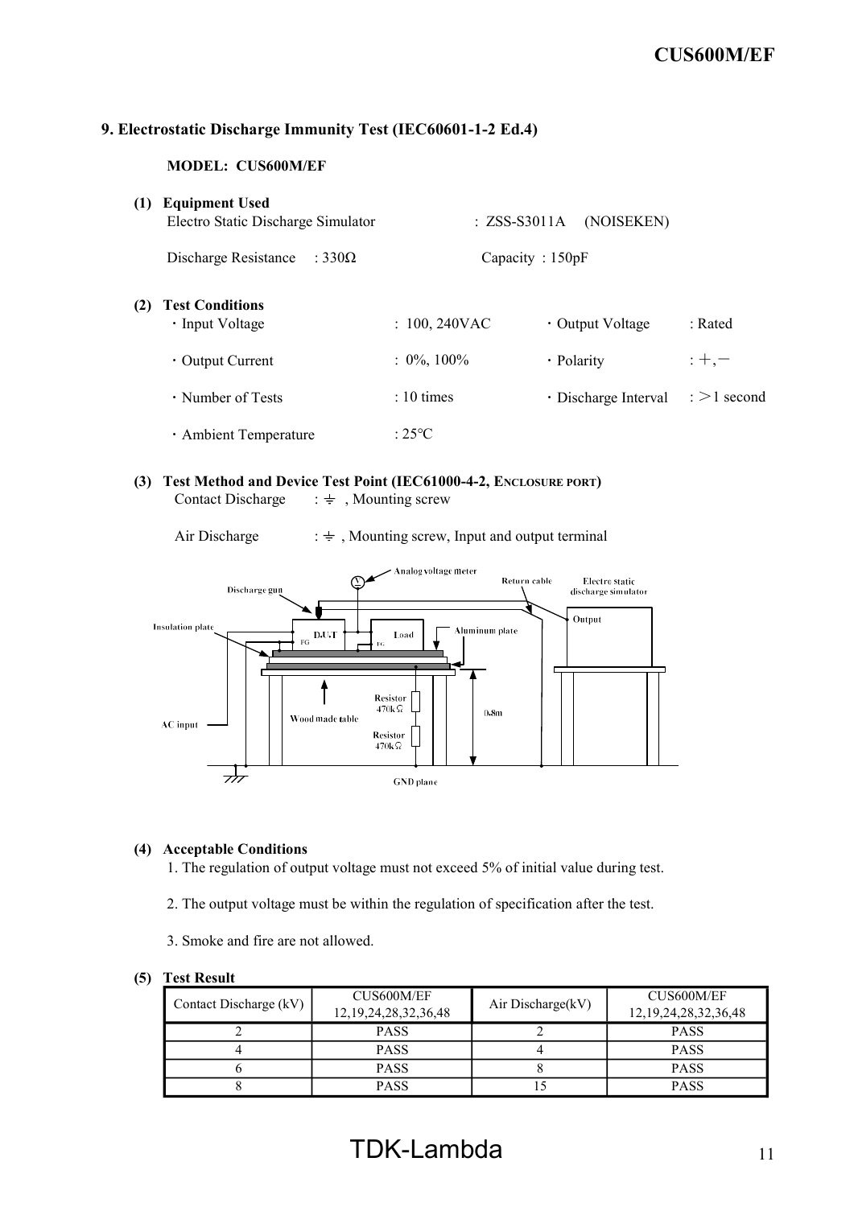## 9. Electrostatic Discharge Immunity Test (IEC60601-1-2 Ed.4)

**MODEL: CUS600M/EF**

**(1) Equipment Used**

Electro Static Discharge Simulator : ZSS-S3011A (NOISEKEN)

Discharge Resistance : 330Ω Capacity : 150pF

**(2) Test Conditions**

- Input Voltage : 100, 240VAC
- Output Voltage : Rated
- Output Current : 0%, 100%
- Polarity : +, −
- Number of Tests : 10 times
- Discharge Interval : >1 second
- Ambient Temperature : 25°C

**(3) Test Method and Device Test Point (IEC61000-4-2, ENCLOSURE PORT)**

Contact Discharge : ⏚ , Mounting screw

Air Discharge : ⏚ , Mounting screw, Input and output terminal

Analog voltage meter
Return cable
Electro static discharge simulator
Discharge gun
Output
Insulation plate
D.U.T
FG
Load
FG
Aluminum plate
Resistor 470kΩ
0.8m
Wood made table
AC input
Resistor 470kΩ
GND plane

**(4) Acceptable Conditions**

1. The regulation of output voltage must not exceed 5% of initial value during test.
2. The output voltage must be within the regulation of specification after the test.
3. Smoke and fire are not allowed.

**(5) Test Result**

| Contact Discharge (kV) | CUS600M/EF 12,19,24,28,32,36,48 | Air Discharge(kV) | CUS600M/EF 12,19,24,28,32,36,48 |
|---|---|---|---|
| 2 | PASS | 2 | PASS |
| 4 | PASS | 4 | PASS |
| 6 | PASS | 8 | PASS |
| 8 | PASS | 15 | PASS |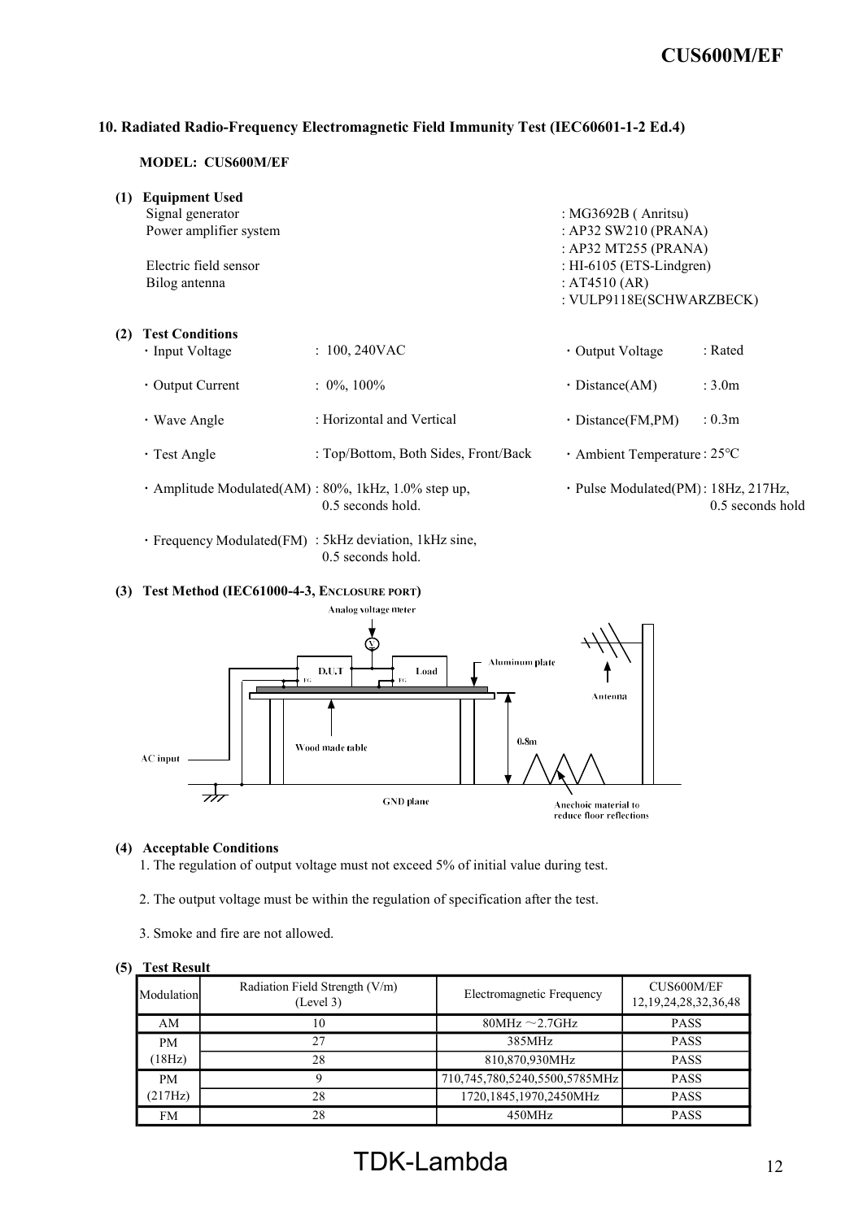## 10. Radiated Radio-Frequency Electromagnetic Field Immunity Test (IEC60601-1-2 Ed.4)

**MODEL: CUS600M/EF**

**(1) Equipment Used**

| | |
|---|---|
| Signal generator | : MG3692B ( Anritsu) |
| Power amplifier system | : AP32 SW210 (PRANA) |
| | : AP32 MT255 (PRANA) |
| Electric field sensor | : HI-6105 (ETS-Lindgren) |
| Bilog antenna | : AT4510 (AR) |
| | : VULP9118E(SCHWARZBECK) |

**(2) Test Conditions**

- Input Voltage : 100, 240VAC
- Output Voltage : Rated
- Output Current : 0%, 100%
- Distance(AM) : 3.0m
- Wave Angle : Horizontal and Vertical
- Distance(FM,PM) : 0.3m
- Test Angle : Top/Bottom, Both Sides, Front/Back
- Ambient Temperature : 25°C
- Amplitude Modulated(AM) : 80%, 1kHz, 1.0% step up, 0.5 seconds hold.
- Pulse Modulated(PM) : 18Hz, 217Hz, 0.5 seconds hold
- Frequency Modulated(FM) : 5kHz deviation, 1kHz sine, 0.5 seconds hold.

**(3) Test Method (IEC61000-4-3, ENCLOSURE PORT)**

Analog voltage meter, D.U.T, Load, FG, Aluminum plate, Antenna, Wood made table, 0.8m, AC input, GND plane, Anechoic material to reduce floor reflections

**(4) Acceptable Conditions**

1. The regulation of output voltage must not exceed 5% of initial value during test.
2. The output voltage must be within the regulation of specification after the test.
3. Smoke and fire are not allowed.

**(5) Test Result**

| Modulation | Radiation Field Strength (V/m) (Level 3) | Electromagnetic Frequency | CUS600M/EF 12,19,24,28,32,36,48 |
|---|---|---|---|
| AM | 10 | 80MHz ～2.7GHz | PASS |
| PM (18Hz) | 27 | 385MHz | PASS |
| | 28 | 810,870,930MHz | PASS |
| PM (217Hz) | 9 | 710,745,780,5240,5500,5785MHz | PASS |
| | 28 | 1720,1845,1970,2450MHz | PASS |
| FM | 28 | 450MHz | PASS |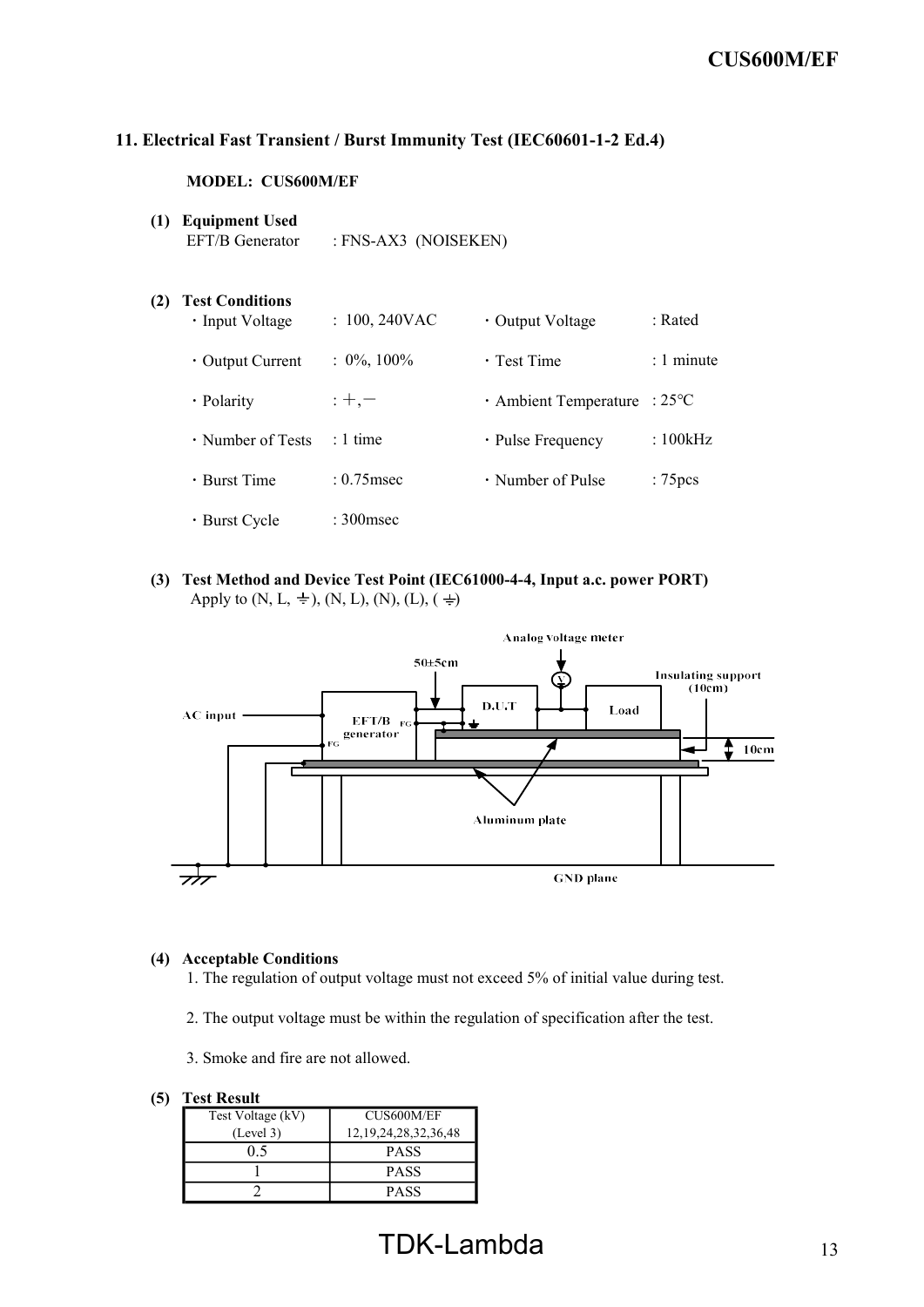## 11. Electrical Fast Transient / Burst Immunity Test (IEC60601-1-2 Ed.4)

**MODEL: CUS600M/EF**

**(1) Equipment Used**

EFT/B Generator : FNS-AX3 (NOISEKEN)

**(2) Test Conditions**

- Input Voltage : 100, 240VAC
- Output Voltage : Rated
- Output Current : 0%, 100%
- Test Time : 1 minute
- Polarity : +, −
- Ambient Temperature : 25℃
- Number of Tests : 1 time
- Pulse Frequency : 100kHz
- Burst Time : 0.75msec
- Number of Pulse : 75pcs
- Burst Cycle : 300msec

**(3) Test Method and Device Test Point (IEC61000-4-4, Input a.c. power PORT)**

Apply to (N, L, ⏚), (N, L), (N), (L), (⏚)

Analog voltage meter
50±5cm
Insulating support (10cm)
AC input
EFT/B generator
FG
D.U.T
Load
10cm
Aluminum plate
GND plane

**(4) Acceptable Conditions**

1. The regulation of output voltage must not exceed 5% of initial value during test.
2. The output voltage must be within the regulation of specification after the test.
3. Smoke and fire are not allowed.

**(5) Test Result**

| Test Voltage (kV) (Level 3) | CUS600M/EF 12,19,24,28,32,36,48 |
|---|---|
| 0.5 | PASS |
| 1 | PASS |
| 2 | PASS |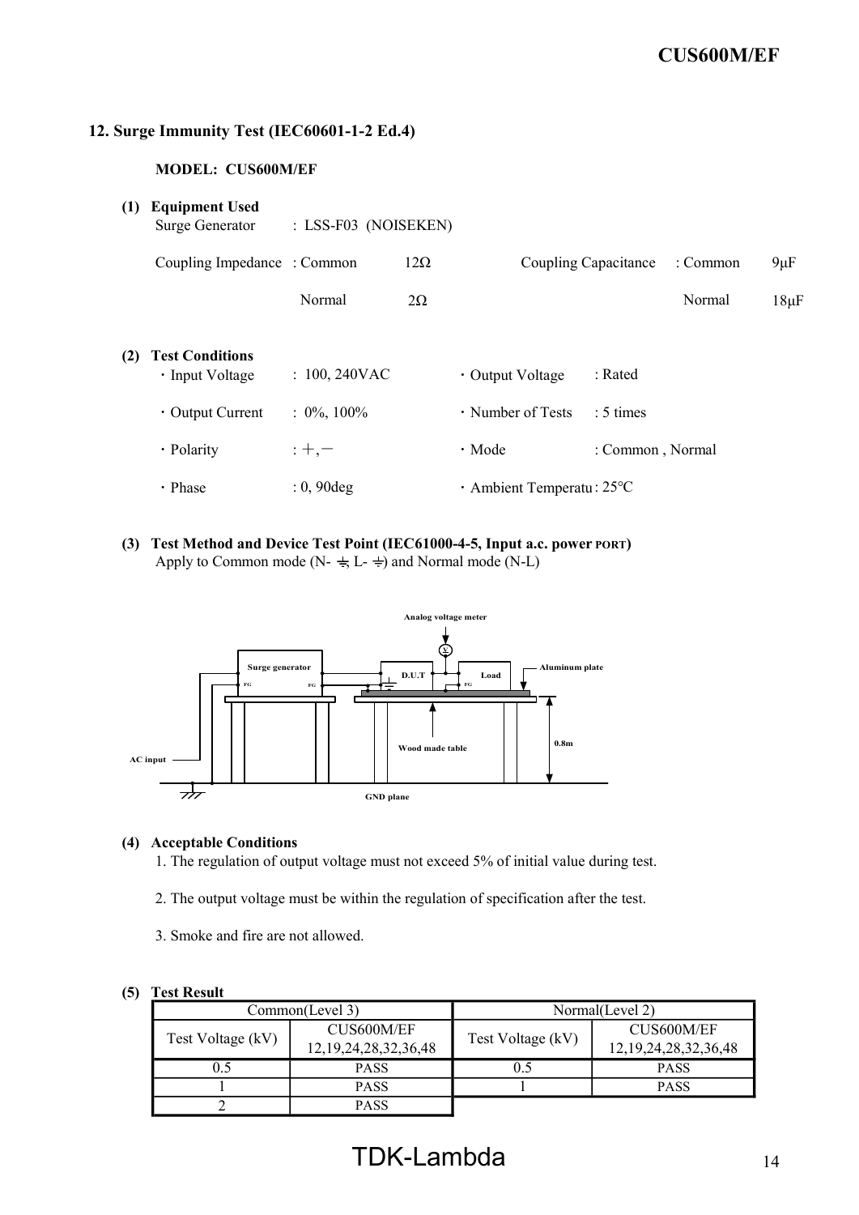## 12. Surge Immunity Test (IEC60601-1-2 Ed.4)

**MODEL: CUS600M/EF**

**(1) Equipment Used**

Surge Generator : LSS-F03 (NOISEKEN)

Coupling Impedance : Common 12Ω Coupling Capacitance : Common 9μF

Normal 2Ω Normal 18μF

**(2) Test Conditions**

- Input Voltage : 100, 240VAC
- Output Voltage : Rated
- Output Current : 0%, 100%
- Number of Tests : 5 times
- Polarity : +, −
- Mode : Common , Normal
- Phase : 0, 90deg
- Ambient Temperatu : 25°C

**(3) Test Method and Device Test Point (IEC61000-4-5, Input a.c. power PORT)**

Apply to Common mode (N- ⏚, L- ⏚) and Normal mode (N-L)

Analog voltage meter

Surge generator FG FG D.U.T Load FG Aluminum plate

Wood made table 0.8m

AC input GND plane

**(4) Acceptable Conditions**

1. The regulation of output voltage must not exceed 5% of initial value during test.
2. The output voltage must be within the regulation of specification after the test.
3. Smoke and fire are not allowed.

**(5) Test Result**

| Common(Level 3) | | Normal(Level 2) | |
|---|---|---|---|
| Test Voltage (kV) | CUS600M/EF 12,19,24,28,32,36,48 | Test Voltage (kV) | CUS600M/EF 12,19,24,28,32,36,48 |
| 0.5 | PASS | 0.5 | PASS |
| 1 | PASS | 1 | PASS |
| 2 | PASS | | |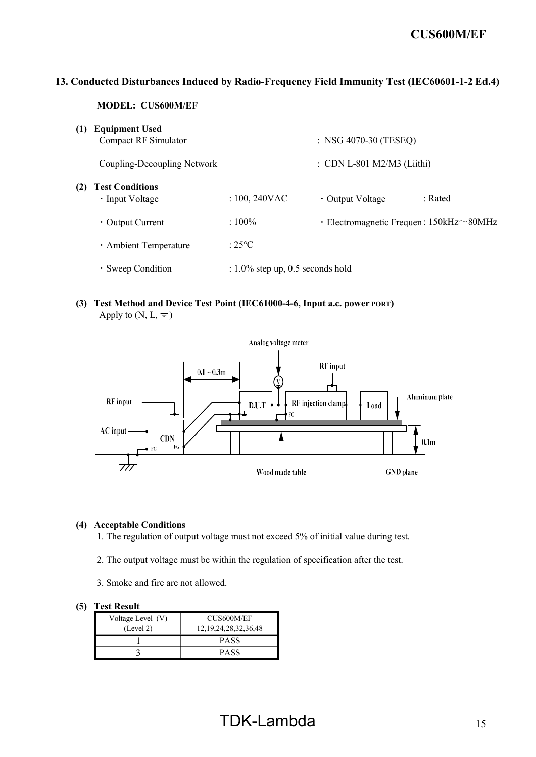## 13. Conducted Disturbances Induced by Radio-Frequency Field Immunity Test (IEC60601-1-2 Ed.4)

**MODEL: CUS600M/EF**

**(1) Equipment Used**

Compact RF Simulator : NSG 4070-30 (TESEQ)

Coupling-Decoupling Network : CDN L-801 M2/M3 (Liithi)

**(2) Test Conditions**

- ・Input Voltage : 100, 240VAC
- ・Output Voltage : Rated
- ・Output Current : 100%
- ・Electromagnetic Frequen : 150kHz～80MHz
- ・Ambient Temperature : 25℃
- ・Sweep Condition : 1.0% step up, 0.5 seconds hold

**(3) Test Method and Device Test Point (IEC61000-4-6, Input a.c. power PORT)**

Apply to (N, L, ⏚)

Analog voltage meter, RF input, 0.1 ~ 0.3m, RF input, AC input, CDN, FG, D.U.T, RF injection clamp, Load, Aluminum plate, 0.1m, Wood made table, GND plane

**(4) Acceptable Conditions**

1. The regulation of output voltage must not exceed 5% of initial value during test.

2. The output voltage must be within the regulation of specification after the test.

3. Smoke and fire are not allowed.

**(5) Test Result**

| Voltage Level (V) (Level 2) | CUS600M/EF 12,19,24,28,32,36,48 |
|---|---|
| 1 | PASS |
| 3 | PASS |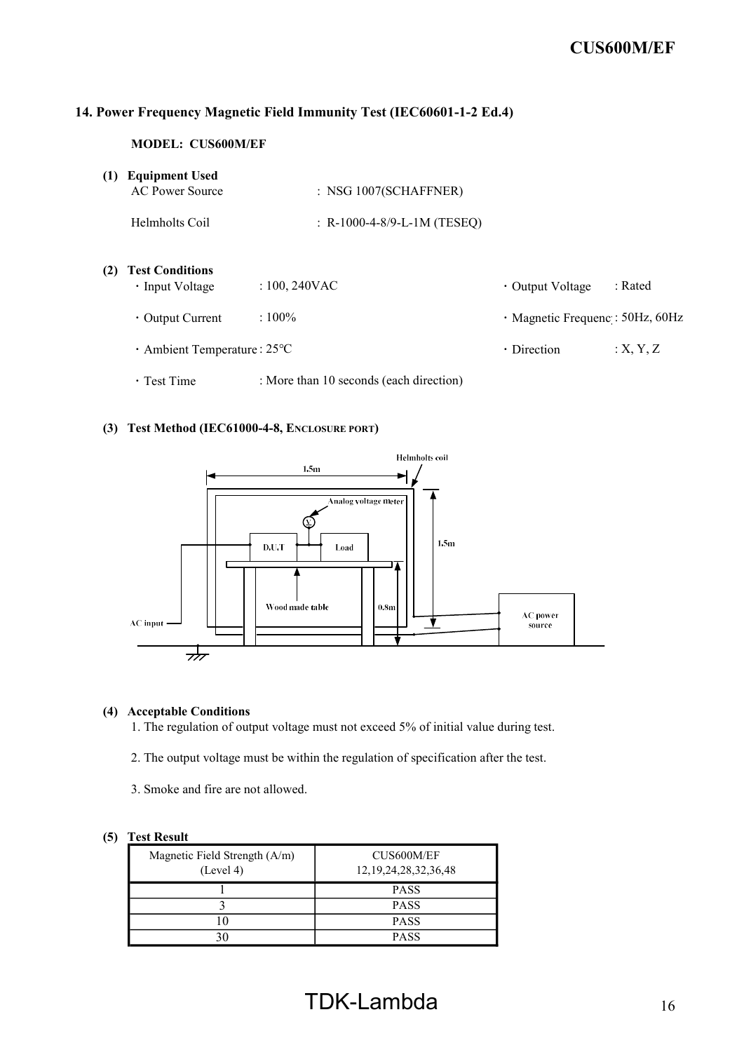## 14. Power Frequency Magnetic Field Immunity Test (IEC60601-1-2 Ed.4)

**MODEL: CUS600M/EF**

**(1) Equipment Used**

AC Power Source : NSG 1007(SCHAFFNER)

Helmholts Coil : R-1000-4-8/9-L-1M (TESEQ)

**(2) Test Conditions**

- Input Voltage : 100, 240VAC
- Output Voltage : Rated
- Output Current : 100%
- Magnetic Frequency : 50Hz, 60Hz
- Ambient Temperature : 25℃
- Direction : X, Y, Z
- Test Time : More than 10 seconds (each direction)

**(3) Test Method (IEC61000-4-8, ENCLOSURE PORT)**

**(4) Acceptable Conditions**

1. The regulation of output voltage must not exceed 5% of initial value during test.
2. The output voltage must be within the regulation of specification after the test.
3. Smoke and fire are not allowed.

**(5) Test Result**

| Magnetic Field Strength (A/m) (Level 4) | CUS600M/EF 12,19,24,28,32,36,48 |
|---|---|
| 1 | PASS |
| 3 | PASS |
| 10 | PASS |
| 30 | PASS |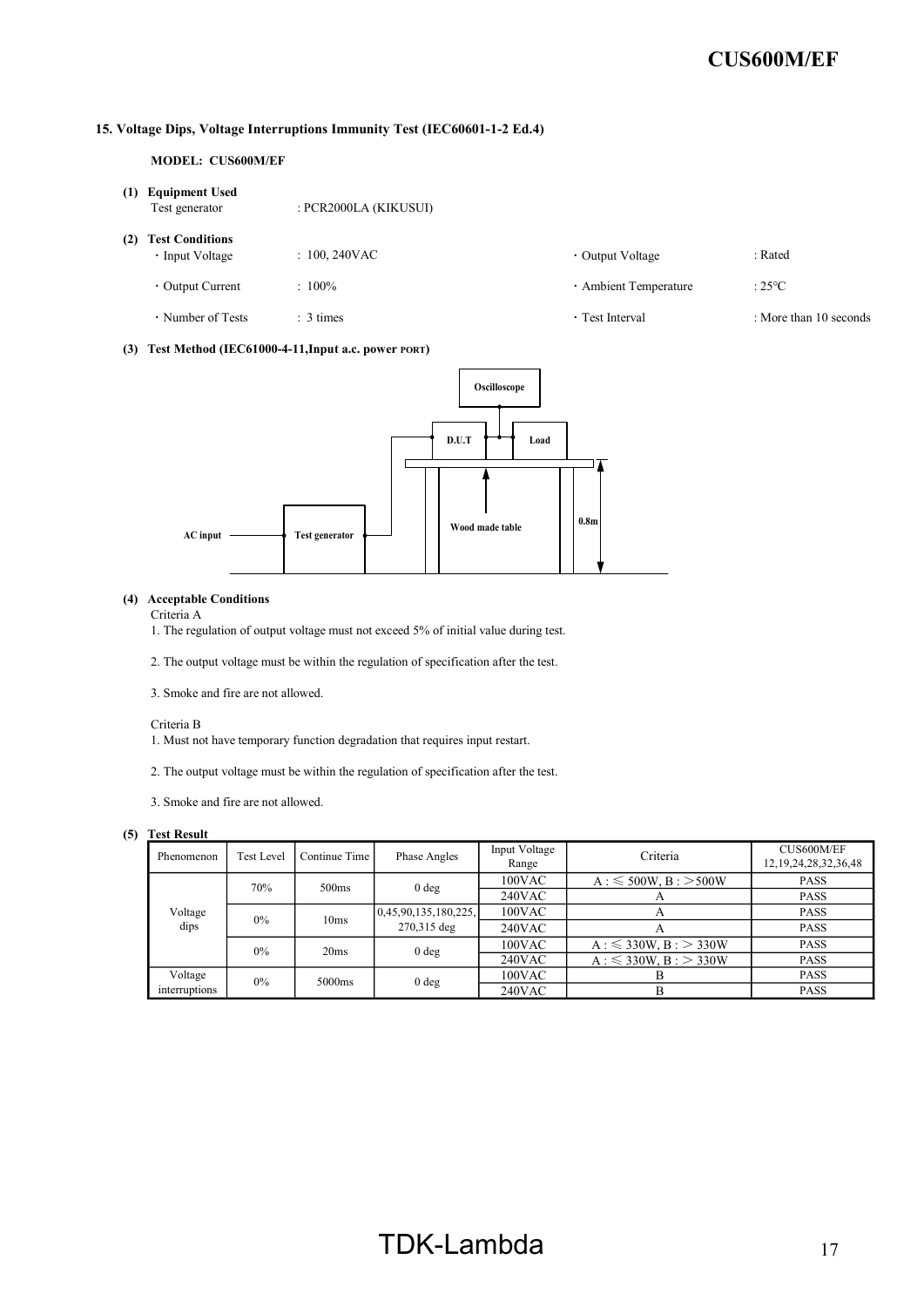## 15. Voltage Dips, Voltage Interruptions Immunity Test (IEC60601-1-2 Ed.4)

**MODEL: CUS600M/EF**

**(1) Equipment Used**

Test generator : PCR2000LA (KIKUSUI)

**(2) Test Conditions**

| | | | |
|---|---|---|---|
| ・Input Voltage | : 100, 240VAC | ・Output Voltage | : Rated |
| ・Output Current | : 100% | ・Ambient Temperature | : 25°C |
| ・Number of Tests | : 3 times | ・Test Interval | : More than 10 seconds |

**(3) Test Method (IEC61000-4-11,Input a.c. power PORT)**

Oscilloscope

D.U.T

Load

AC input

Test generator

Wood made table

0.8m

**(4) Acceptable Conditions**

Criteria A

1. The regulation of output voltage must not exceed 5% of initial value during test.
2. The output voltage must be within the regulation of specification after the test.
3. Smoke and fire are not allowed.

Criteria B

1. Must not have temporary function degradation that requires input restart.
2. The output voltage must be within the regulation of specification after the test.
3. Smoke and fire are not allowed.

**(5) Test Result**

| Phenomenon | Test Level | Continue Time | Phase Angles | Input Voltage Range | Criteria | CUS600M/EF 12,19,24,28,32,36,48 |
|---|---|---|---|---|---|---|
| Voltage dips | 70% | 500ms | 0 deg | 100VAC | A : ≦ 500W, B : ＞500W | PASS |
| | | | | 240VAC | A | PASS |
| | 0% | 10ms | 0,45,90,135,180,225, 270,315 deg | 100VAC | A | PASS |
| | | | | 240VAC | A | PASS |
| | 0% | 20ms | 0 deg | 100VAC | A : ≦ 330W, B : ＞ 330W | PASS |
| | | | | 240VAC | A : ≦ 330W, B : ＞ 330W | PASS |
| Voltage interruptions | 0% | 5000ms | 0 deg | 100VAC | B | PASS |
| | | | | 240VAC | B | PASS |